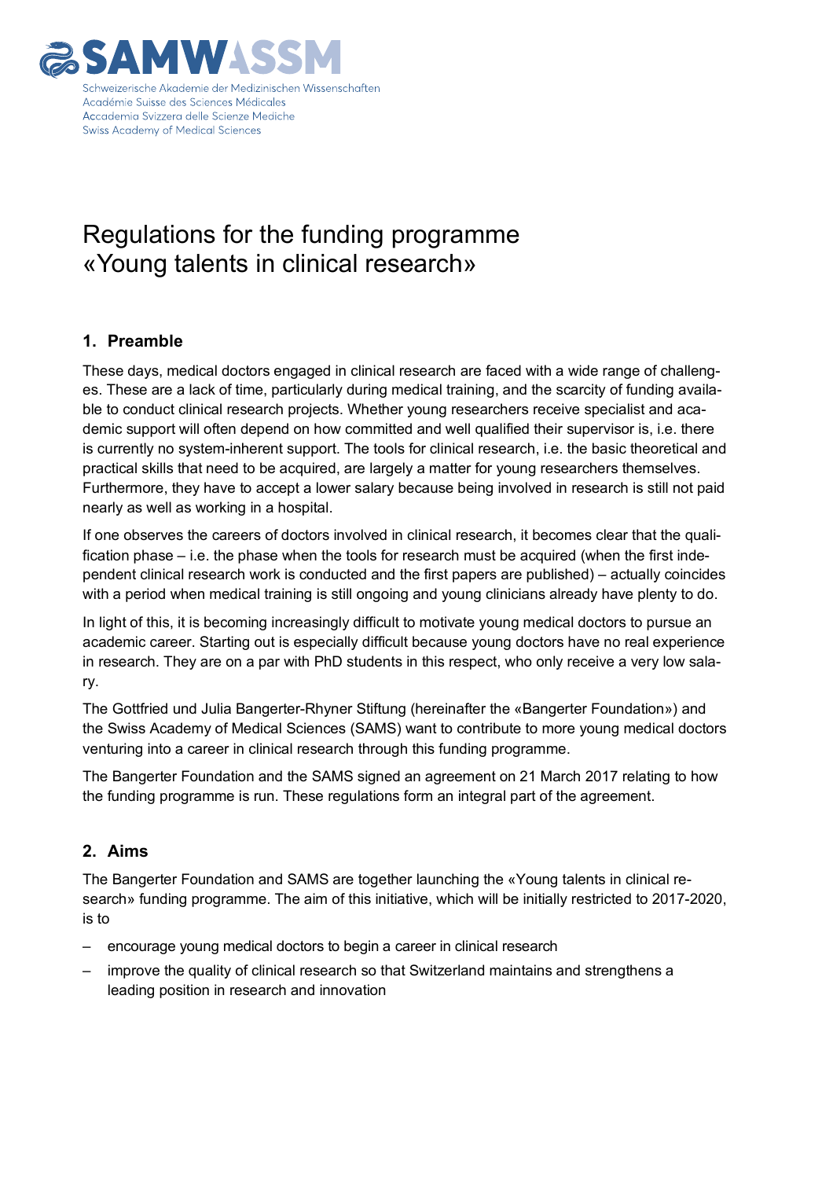SAMW ASSM

Schweizerische Akademie der Medizinischen Wissenschaften
Académie Suisse des Sciences Médicales
Accademia Svizzera delle Scienze Mediche
Swiss Academy of Medical Sciences

# Regulations for the funding programme «Young talents in clinical research»

## 1. Preamble

These days, medical doctors engaged in clinical research are faced with a wide range of challenges. These are a lack of time, particularly during medical training, and the scarcity of funding available to conduct clinical research projects. Whether young researchers receive specialist and academic support will often depend on how committed and well qualified their supervisor is, i.e. there is currently no system-inherent support. The tools for clinical research, i.e. the basic theoretical and practical skills that need to be acquired, are largely a matter for young researchers themselves. Furthermore, they have to accept a lower salary because being involved in research is still not paid nearly as well as working in a hospital.

If one observes the careers of doctors involved in clinical research, it becomes clear that the qualification phase – i.e. the phase when the tools for research must be acquired (when the first independent clinical research work is conducted and the first papers are published) – actually coincides with a period when medical training is still ongoing and young clinicians already have plenty to do.

In light of this, it is becoming increasingly difficult to motivate young medical doctors to pursue an academic career. Starting out is especially difficult because young doctors have no real experience in research. They are on a par with PhD students in this respect, who only receive a very low salary.

The Gottfried und Julia Bangerter-Rhyner Stiftung (hereinafter the «Bangerter Foundation») and the Swiss Academy of Medical Sciences (SAMS) want to contribute to more young medical doctors venturing into a career in clinical research through this funding programme.

The Bangerter Foundation and the SAMS signed an agreement on 21 March 2017 relating to how the funding programme is run. These regulations form an integral part of the agreement.

## 2. Aims

The Bangerter Foundation and SAMS are together launching the «Young talents in clinical research» funding programme. The aim of this initiative, which will be initially restricted to 2017-2020, is to

- encourage young medical doctors to begin a career in clinical research
- improve the quality of clinical research so that Switzerland maintains and strengthens a leading position in research and innovation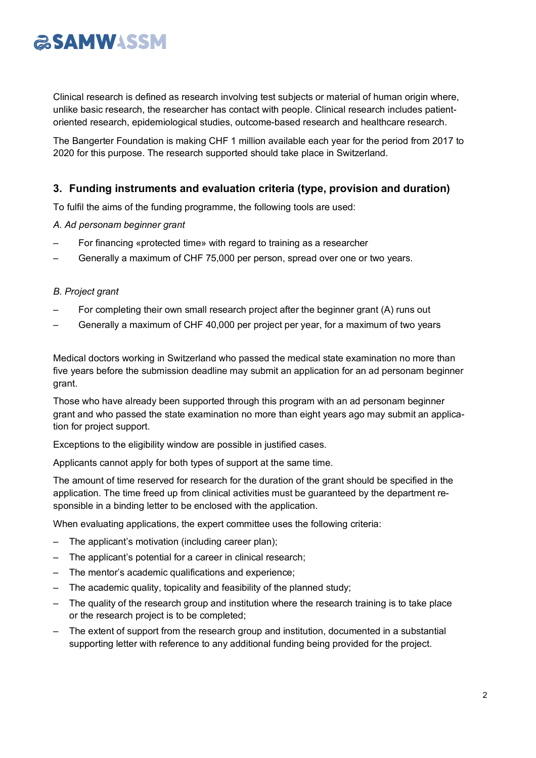Clinical research is defined as research involving test subjects or material of human origin where, unlike basic research, the researcher has contact with people. Clinical research includes patient-oriented research, epidemiological studies, outcome-based research and healthcare research.

The Bangerter Foundation is making CHF 1 million available each year for the period from 2017 to 2020 for this purpose. The research supported should take place in Switzerland.

## 3. Funding instruments and evaluation criteria (type, provision and duration)

To fulfil the aims of the funding programme, the following tools are used:

*A. Ad personam beginner grant*

– For financing «protected time» with regard to training as a researcher
– Generally a maximum of CHF 75,000 per person, spread over one or two years.

*B. Project grant*

– For completing their own small research project after the beginner grant (A) runs out
– Generally a maximum of CHF 40,000 per project per year, for a maximum of two years

Medical doctors working in Switzerland who passed the medical state examination no more than five years before the submission deadline may submit an application for an ad personam beginner grant.

Those who have already been supported through this program with an ad personam beginner grant and who passed the state examination no more than eight years ago may submit an application for project support.

Exceptions to the eligibility window are possible in justified cases.

Applicants cannot apply for both types of support at the same time.

The amount of time reserved for research for the duration of the grant should be specified in the application. The time freed up from clinical activities must be guaranteed by the department responsible in a binding letter to be enclosed with the application.

When evaluating applications, the expert committee uses the following criteria:

– The applicant's motivation (including career plan);
– The applicant's potential for a career in clinical research;
– The mentor's academic qualifications and experience;
– The academic quality, topicality and feasibility of the planned study;
– The quality of the research group and institution where the research training is to take place or the research project is to be completed;
– The extent of support from the research group and institution, documented in a substantial supporting letter with reference to any additional funding being provided for the project.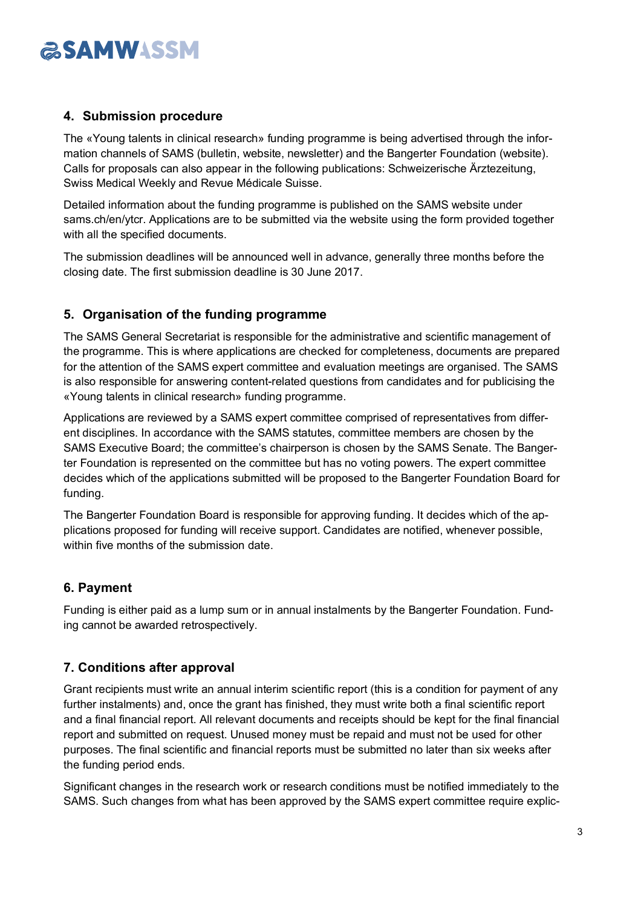## 4. Submission procedure

The «Young talents in clinical research» funding programme is being advertised through the information channels of SAMS (bulletin, website, newsletter) and the Bangerter Foundation (website). Calls for proposals can also appear in the following publications: Schweizerische Ärztezeitung, Swiss Medical Weekly and Revue Médicale Suisse.

Detailed information about the funding programme is published on the SAMS website under sams.ch/en/ytcr. Applications are to be submitted via the website using the form provided together with all the specified documents.

The submission deadlines will be announced well in advance, generally three months before the closing date. The first submission deadline is 30 June 2017.

## 5. Organisation of the funding programme

The SAMS General Secretariat is responsible for the administrative and scientific management of the programme. This is where applications are checked for completeness, documents are prepared for the attention of the SAMS expert committee and evaluation meetings are organised. The SAMS is also responsible for answering content-related questions from candidates and for publicising the «Young talents in clinical research» funding programme.

Applications are reviewed by a SAMS expert committee comprised of representatives from different disciplines. In accordance with the SAMS statutes, committee members are chosen by the SAMS Executive Board; the committee's chairperson is chosen by the SAMS Senate. The Bangerter Foundation is represented on the committee but has no voting powers. The expert committee decides which of the applications submitted will be proposed to the Bangerter Foundation Board for funding.

The Bangerter Foundation Board is responsible for approving funding. It decides which of the applications proposed for funding will receive support. Candidates are notified, whenever possible, within five months of the submission date.

## 6. Payment

Funding is either paid as a lump sum or in annual instalments by the Bangerter Foundation. Funding cannot be awarded retrospectively.

## 7. Conditions after approval

Grant recipients must write an annual interim scientific report (this is a condition for payment of any further instalments) and, once the grant has finished, they must write both a final scientific report and a final financial report. All relevant documents and receipts should be kept for the final financial report and submitted on request. Unused money must be repaid and must not be used for other purposes. The final scientific and financial reports must be submitted no later than six weeks after the funding period ends.

Significant changes in the research work or research conditions must be notified immediately to the SAMS. Such changes from what has been approved by the SAMS expert committee require explic-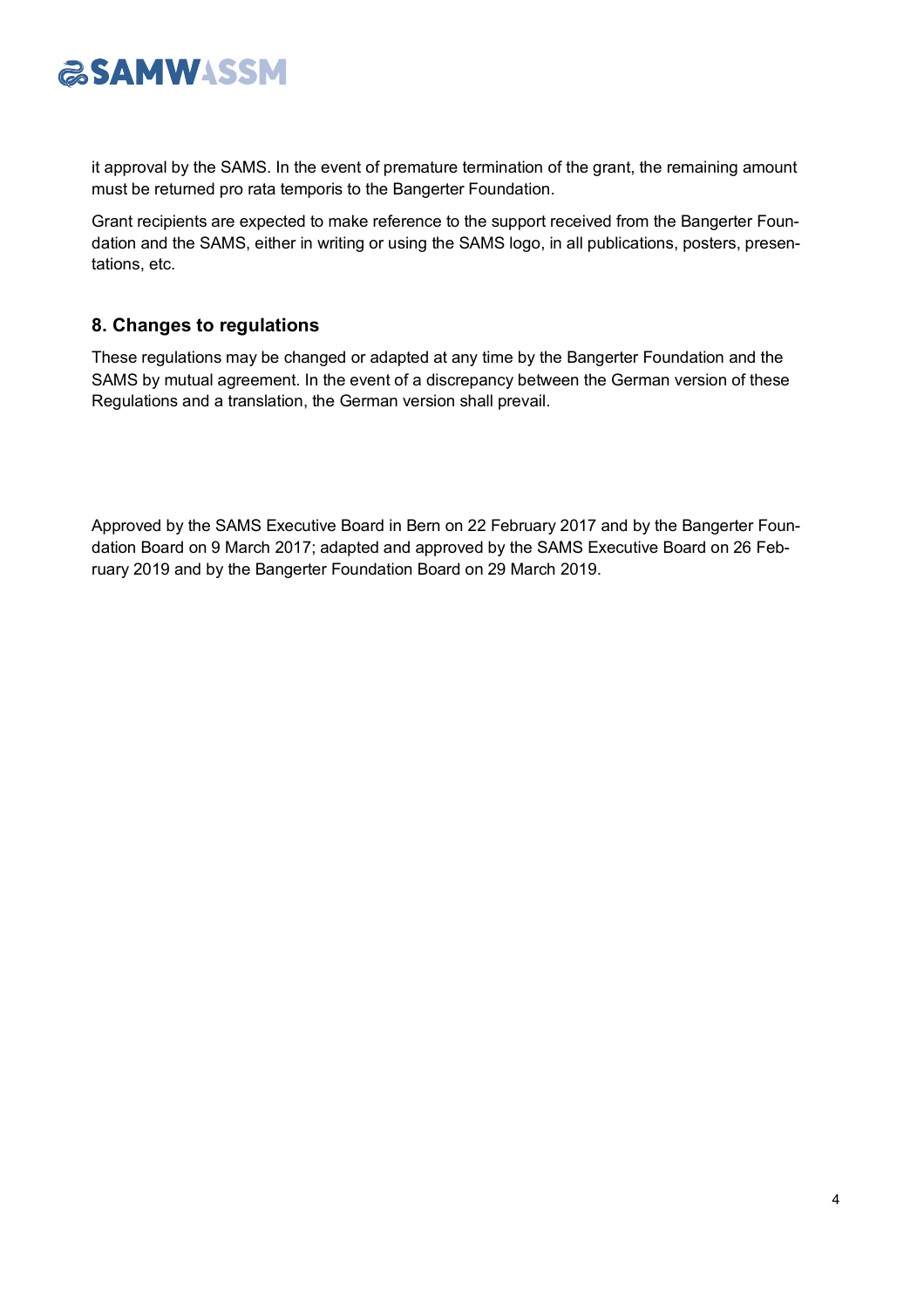it approval by the SAMS. In the event of premature termination of the grant, the remaining amount must be returned pro rata temporis to the Bangerter Foundation.

Grant recipients are expected to make reference to the support received from the Bangerter Foundation and the SAMS, either in writing or using the SAMS logo, in all publications, posters, presentations, etc.

## 8. Changes to regulations

These regulations may be changed or adapted at any time by the Bangerter Foundation and the SAMS by mutual agreement. In the event of a discrepancy between the German version of these Regulations and a translation, the German version shall prevail.

Approved by the SAMS Executive Board in Bern on 22 February 2017 and by the Bangerter Foundation Board on 9 March 2017; adapted and approved by the SAMS Executive Board on 26 February 2019 and by the Bangerter Foundation Board on 29 March 2019.